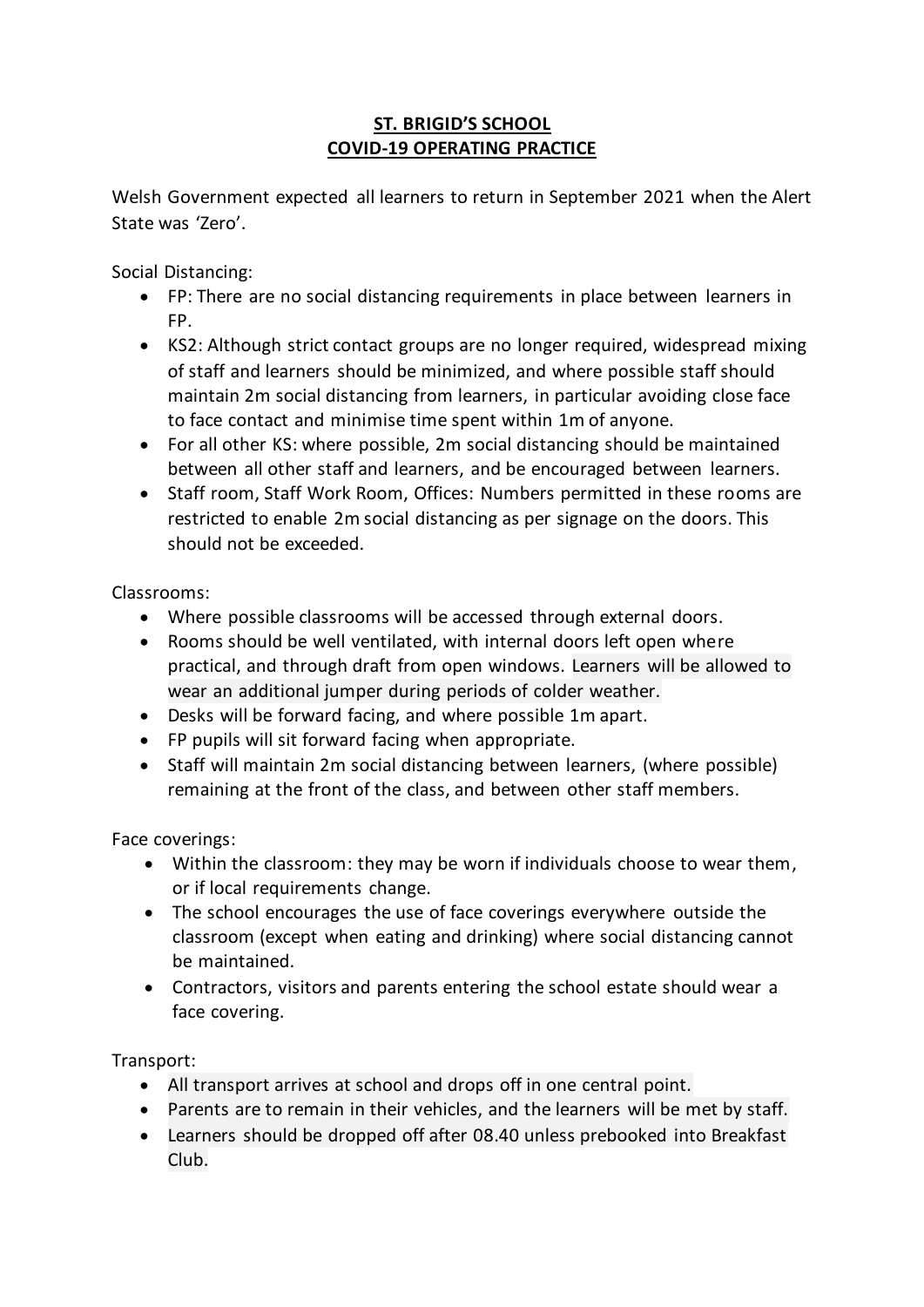# **ST. BRIGID'S SCHOOL**
# **COVID-19 OPERATING PRACTICE**

Welsh Government expected all learners to return in September 2021 when the Alert State was 'Zero'.

Social Distancing:

- FP: There are no social distancing requirements in place between learners in FP.
- KS2: Although strict contact groups are no longer required, widespread mixing of staff and learners should be minimized, and where possible staff should maintain 2m social distancing from learners, in particular avoiding close face to face contact and minimise time spent within 1m of anyone.
- For all other KS: where possible, 2m social distancing should be maintained between all other staff and learners, and be encouraged between learners.
- Staff room, Staff Work Room, Offices: Numbers permitted in these rooms are restricted to enable 2m social distancing as per signage on the doors. This should not be exceeded.

Classrooms:

- Where possible classrooms will be accessed through external doors.
- Rooms should be well ventilated, with internal doors left open where practical, and through draft from open windows. Learners will be allowed to wear an additional jumper during periods of colder weather.
- Desks will be forward facing, and where possible 1m apart.
- FP pupils will sit forward facing when appropriate.
- Staff will maintain 2m social distancing between learners, (where possible) remaining at the front of the class, and between other staff members.

Face coverings:

- Within the classroom: they may be worn if individuals choose to wear them, or if local requirements change.
- The school encourages the use of face coverings everywhere outside the classroom (except when eating and drinking) where social distancing cannot be maintained.
- Contractors, visitors and parents entering the school estate should wear a face covering.

Transport:

- All transport arrives at school and drops off in one central point.
- Parents are to remain in their vehicles, and the learners will be met by staff.
- Learners should be dropped off after 08.40 unless prebooked into Breakfast Club.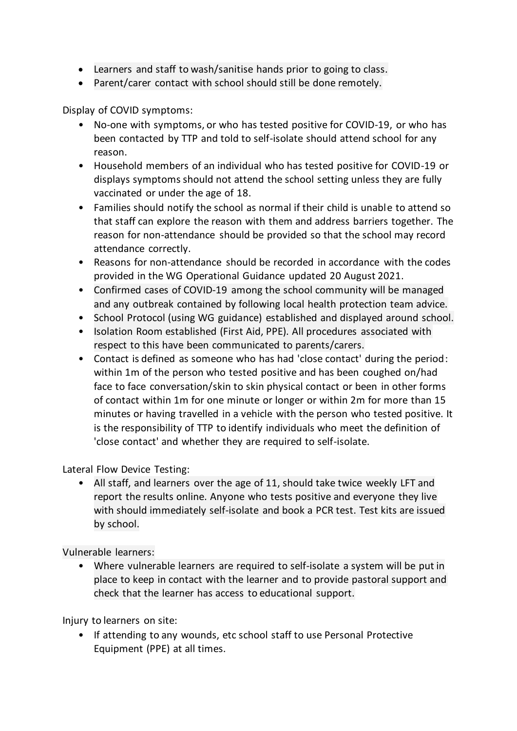- Learners and staff to wash/sanitise hands prior to going to class.
- Parent/carer contact with school should still be done remotely.

Display of COVID symptoms:

- No-one with symptoms, or who has tested positive for COVID-19, or who has been contacted by TTP and told to self-isolate should attend school for any reason.
- Household members of an individual who has tested positive for COVID-19 or displays symptoms should not attend the school setting unless they are fully vaccinated or under the age of 18.
- Families should notify the school as normal if their child is unable to attend so that staff can explore the reason with them and address barriers together. The reason for non-attendance should be provided so that the school may record attendance correctly.
- Reasons for non-attendance should be recorded in accordance with the codes provided in the WG Operational Guidance updated 20 August 2021.
- Confirmed cases of COVID-19 among the school community will be managed and any outbreak contained by following local health protection team advice.
- School Protocol (using WG guidance) established and displayed around school.
- Isolation Room established (First Aid, PPE). All procedures associated with respect to this have been communicated to parents/carers.
- Contact is defined as someone who has had 'close contact' during the period: within 1m of the person who tested positive and has been coughed on/had face to face conversation/skin to skin physical contact or been in other forms of contact within 1m for one minute or longer or within 2m for more than 15 minutes or having travelled in a vehicle with the person who tested positive. It is the responsibility of TTP to identify individuals who meet the definition of 'close contact' and whether they are required to self-isolate.

Lateral Flow Device Testing:

- All staff, and learners over the age of 11, should take twice weekly LFT and report the results online. Anyone who tests positive and everyone they live with should immediately self-isolate and book a PCR test. Test kits are issued by school.

Vulnerable learners:

- Where vulnerable learners are required to self-isolate a system will be put in place to keep in contact with the learner and to provide pastoral support and check that the learner has access to educational support.

Injury to learners on site:

- If attending to any wounds, etc school staff to use Personal Protective Equipment (PPE) at all times.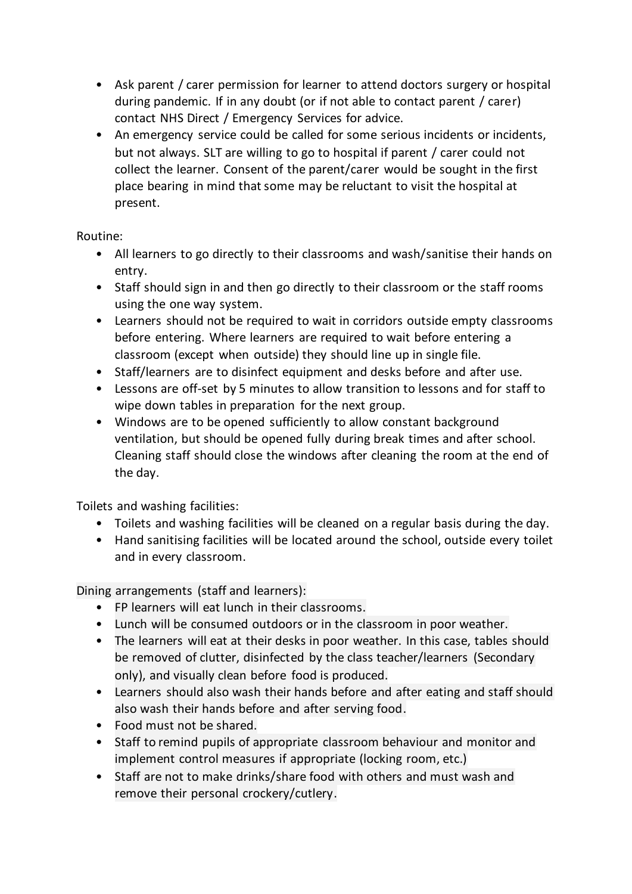- Ask parent / carer permission for learner to attend doctors surgery or hospital during pandemic. If in any doubt (or if not able to contact parent / carer) contact NHS Direct / Emergency Services for advice.
- An emergency service could be called for some serious incidents or incidents, but not always. SLT are willing to go to hospital if parent / carer could not collect the learner. Consent of the parent/carer would be sought in the first place bearing in mind that some may be reluctant to visit the hospital at present.

Routine:

- All learners to go directly to their classrooms and wash/sanitise their hands on entry.
- Staff should sign in and then go directly to their classroom or the staff rooms using the one way system.
- Learners should not be required to wait in corridors outside empty classrooms before entering. Where learners are required to wait before entering a classroom (except when outside) they should line up in single file.
- Staff/learners are to disinfect equipment and desks before and after use.
- Lessons are off-set by 5 minutes to allow transition to lessons and for staff to wipe down tables in preparation for the next group.
- Windows are to be opened sufficiently to allow constant background ventilation, but should be opened fully during break times and after school. Cleaning staff should close the windows after cleaning the room at the end of the day.

Toilets and washing facilities:

- Toilets and washing facilities will be cleaned on a regular basis during the day.
- Hand sanitising facilities will be located around the school, outside every toilet and in every classroom.

Dining arrangements (staff and learners):

- FP learners will eat lunch in their classrooms.
- Lunch will be consumed outdoors or in the classroom in poor weather.
- The learners will eat at their desks in poor weather. In this case, tables should be removed of clutter, disinfected by the class teacher/learners (Secondary only), and visually clean before food is produced.
- Learners should also wash their hands before and after eating and staff should also wash their hands before and after serving food.
- Food must not be shared.
- Staff to remind pupils of appropriate classroom behaviour and monitor and implement control measures if appropriate (locking room, etc.)
- Staff are not to make drinks/share food with others and must wash and remove their personal crockery/cutlery.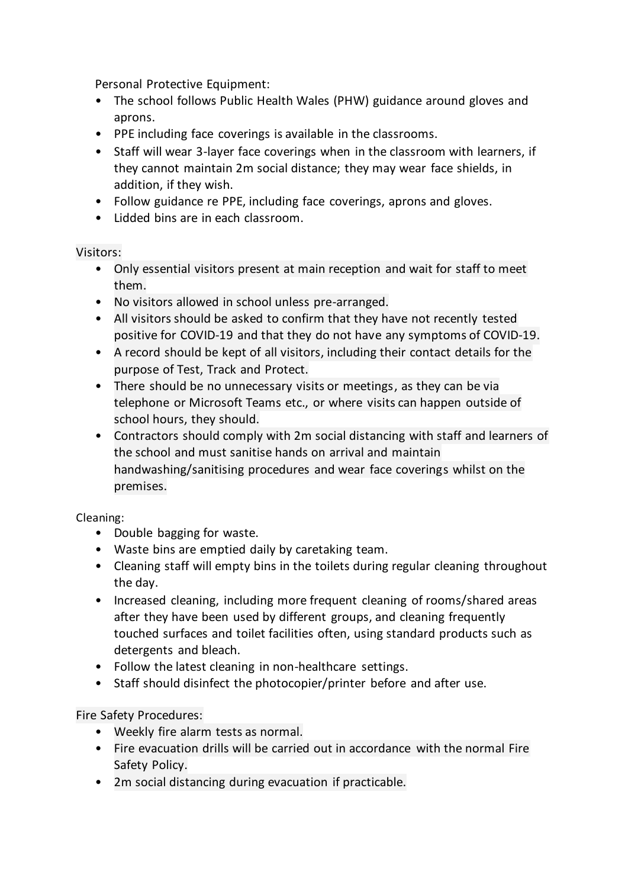Personal Protective Equipment:

- The school follows Public Health Wales (PHW) guidance around gloves and aprons.
- PPE including face coverings is available in the classrooms.
- Staff will wear 3-layer face coverings when in the classroom with learners, if they cannot maintain 2m social distance; they may wear face shields, in addition, if they wish.
- Follow guidance re PPE, including face coverings, aprons and gloves.
- Lidded bins are in each classroom.

Visitors:

- Only essential visitors present at main reception and wait for staff to meet them.
- No visitors allowed in school unless pre-arranged.
- All visitors should be asked to confirm that they have not recently tested positive for COVID-19 and that they do not have any symptoms of COVID-19.
- A record should be kept of all visitors, including their contact details for the purpose of Test, Track and Protect.
- There should be no unnecessary visits or meetings, as they can be via telephone or Microsoft Teams etc., or where visits can happen outside of school hours, they should.
- Contractors should comply with 2m social distancing with staff and learners of the school and must sanitise hands on arrival and maintain handwashing/sanitising procedures and wear face coverings whilst on the premises.

Cleaning:

- Double bagging for waste.
- Waste bins are emptied daily by caretaking team.
- Cleaning staff will empty bins in the toilets during regular cleaning throughout the day.
- Increased cleaning, including more frequent cleaning of rooms/shared areas after they have been used by different groups, and cleaning frequently touched surfaces and toilet facilities often, using standard products such as detergents and bleach.
- Follow the latest cleaning in non-healthcare settings.
- Staff should disinfect the photocopier/printer before and after use.

Fire Safety Procedures:

- Weekly fire alarm tests as normal.
- Fire evacuation drills will be carried out in accordance with the normal Fire Safety Policy.
- 2m social distancing during evacuation if practicable.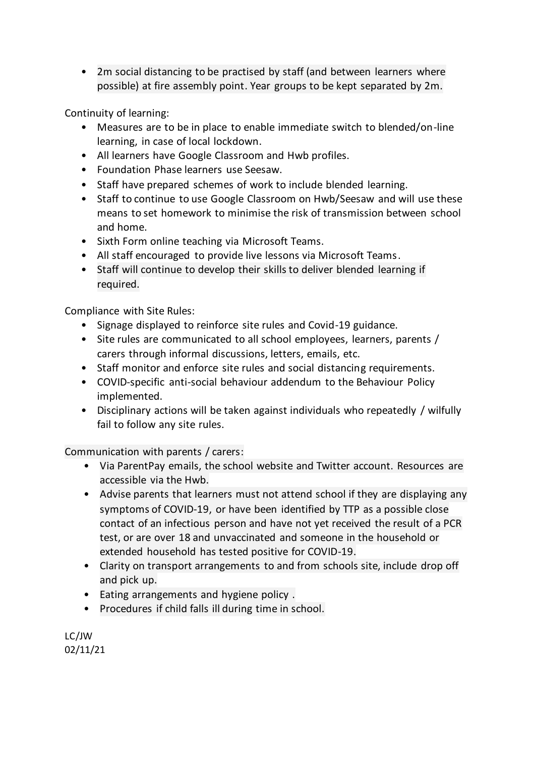- 2m social distancing to be practised by staff (and between learners where possible) at fire assembly point. Year groups to be kept separated by 2m.

Continuity of learning:

- Measures are to be in place to enable immediate switch to blended/on-line learning, in case of local lockdown.
- All learners have Google Classroom and Hwb profiles.
- Foundation Phase learners use Seesaw.
- Staff have prepared schemes of work to include blended learning.
- Staff to continue to use Google Classroom on Hwb/Seesaw and will use these means to set homework to minimise the risk of transmission between school and home.
- Sixth Form online teaching via Microsoft Teams.
- All staff encouraged to provide live lessons via Microsoft Teams.
- Staff will continue to develop their skills to deliver blended learning if required.

Compliance with Site Rules:

- Signage displayed to reinforce site rules and Covid-19 guidance.
- Site rules are communicated to all school employees, learners, parents / carers through informal discussions, letters, emails, etc.
- Staff monitor and enforce site rules and social distancing requirements.
- COVID-specific anti-social behaviour addendum to the Behaviour Policy implemented.
- Disciplinary actions will be taken against individuals who repeatedly / wilfully fail to follow any site rules.

Communication with parents / carers:

- Via ParentPay emails, the school website and Twitter account. Resources are accessible via the Hwb.
- Advise parents that learners must not attend school if they are displaying any symptoms of COVID-19, or have been identified by TTP as a possible close contact of an infectious person and have not yet received the result of a PCR test, or are over 18 and unvaccinated and someone in the household or extended household has tested positive for COVID-19.
- Clarity on transport arrangements to and from schools site, include drop off and pick up.
- Eating arrangements and hygiene policy .
- Procedures if child falls ill during time in school.

LC/JW
02/11/21